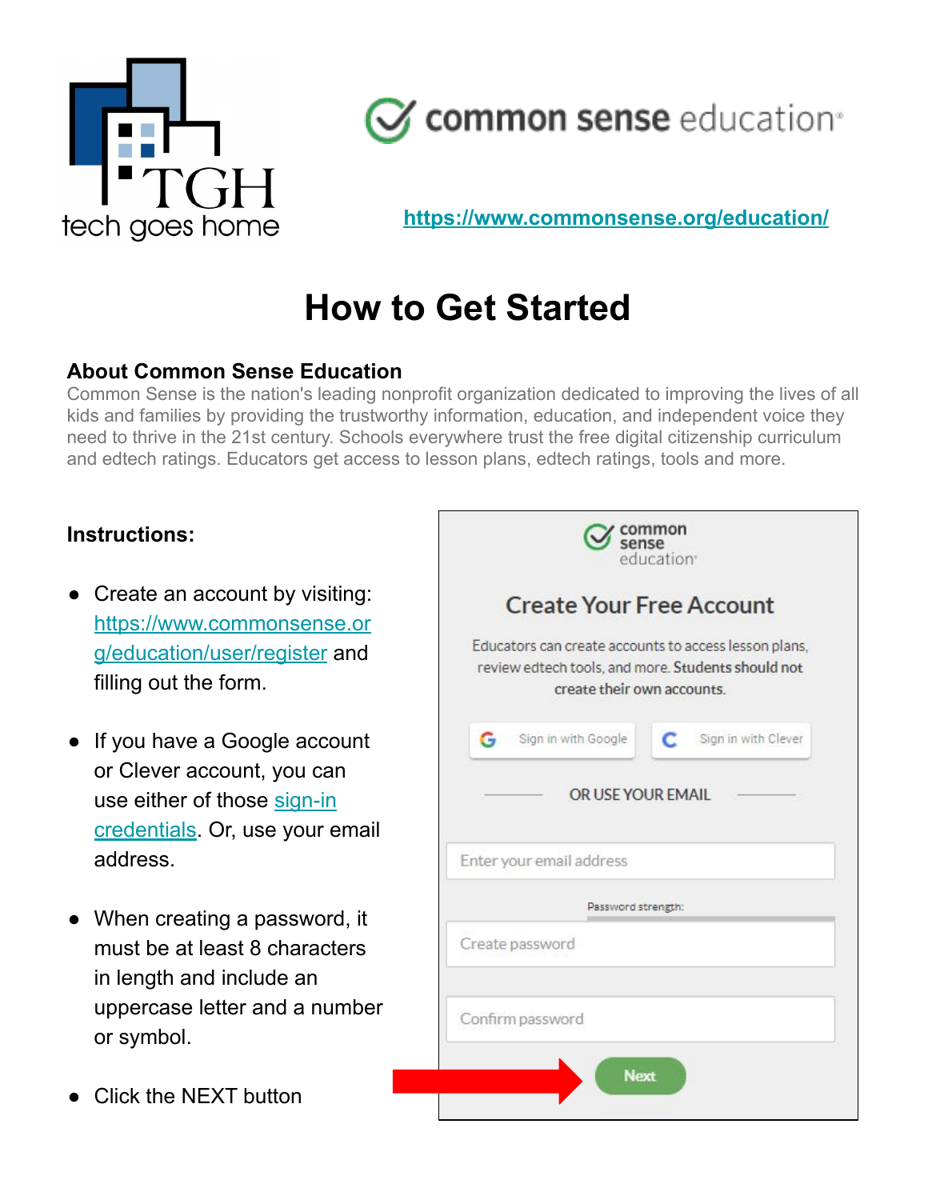tech goes home

common sense education

https://www.commonsense.org/education/

# How to Get Started

### About Common Sense Education

Common Sense is the nation's leading nonprofit organization dedicated to improving the lives of all kids and families by providing the trustworthy information, education, and independent voice they need to thrive in the 21st century. Schools everywhere trust the free digital citizenship curriculum and edtech ratings. Educators get access to lesson plans, edtech ratings, tools and more.

**Instructions:**

- Create an account by visiting: [https://www.commonsense.org/education/user/register](https://www.commonsense.org/education/user/register) and filling out the form.
- If you have a Google account or Clever account, you can use either of those sign-in credentials. Or, use your email address.
- When creating a password, it must be at least 8 characters in length and include an uppercase letter and a number or symbol.
- Click the NEXT button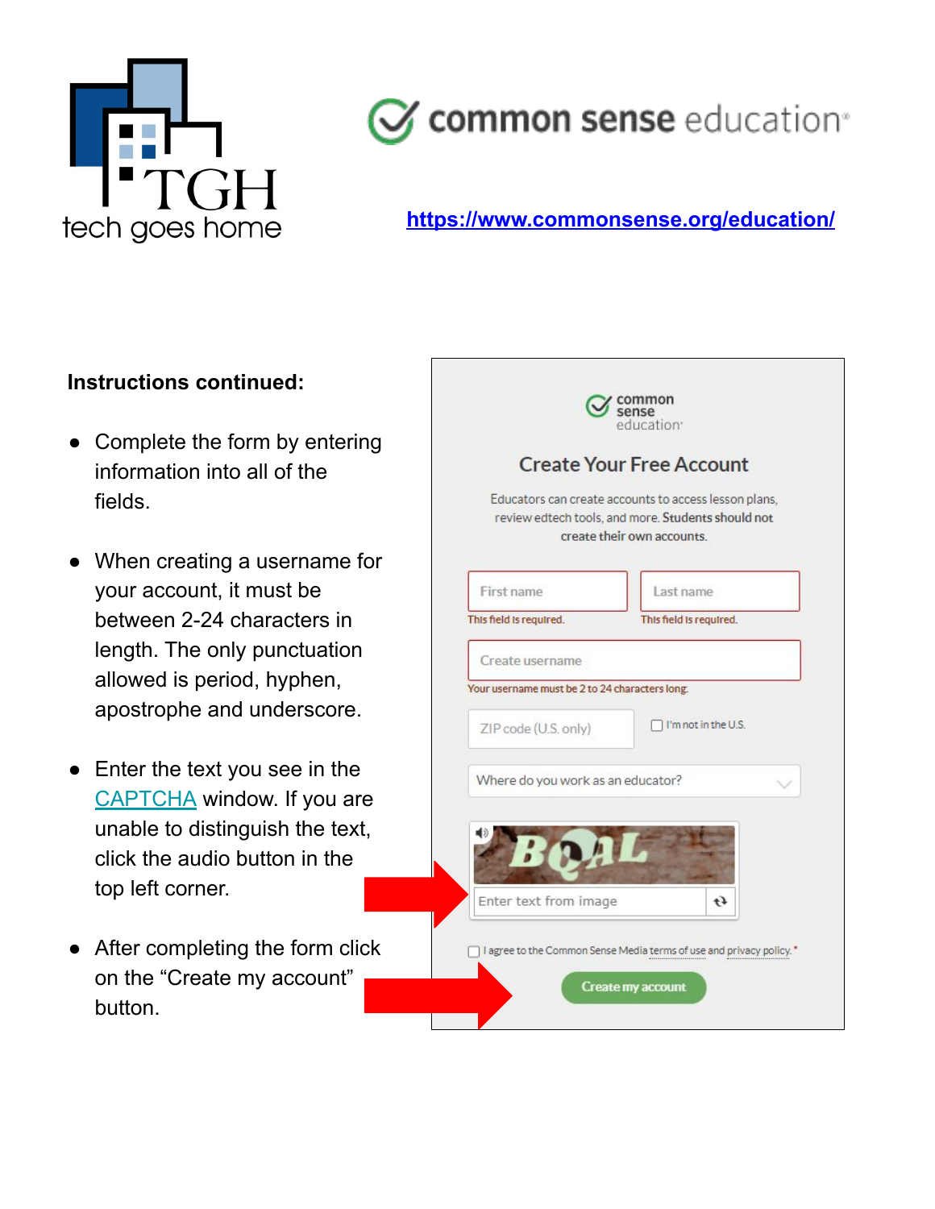tech goes home

common sense education

https://www.commonsense.org/education/

**Instructions continued:**

- Complete the form by entering information into all of the fields.
- When creating a username for your account, it must be between 2-24 characters in length. The only punctuation allowed is period, hyphen, apostrophe and underscore.
- Enter the text you see in the CAPTCHA window. If you are unable to distinguish the text, click the audio button in the top left corner.
- After completing the form click on the "Create my account" button.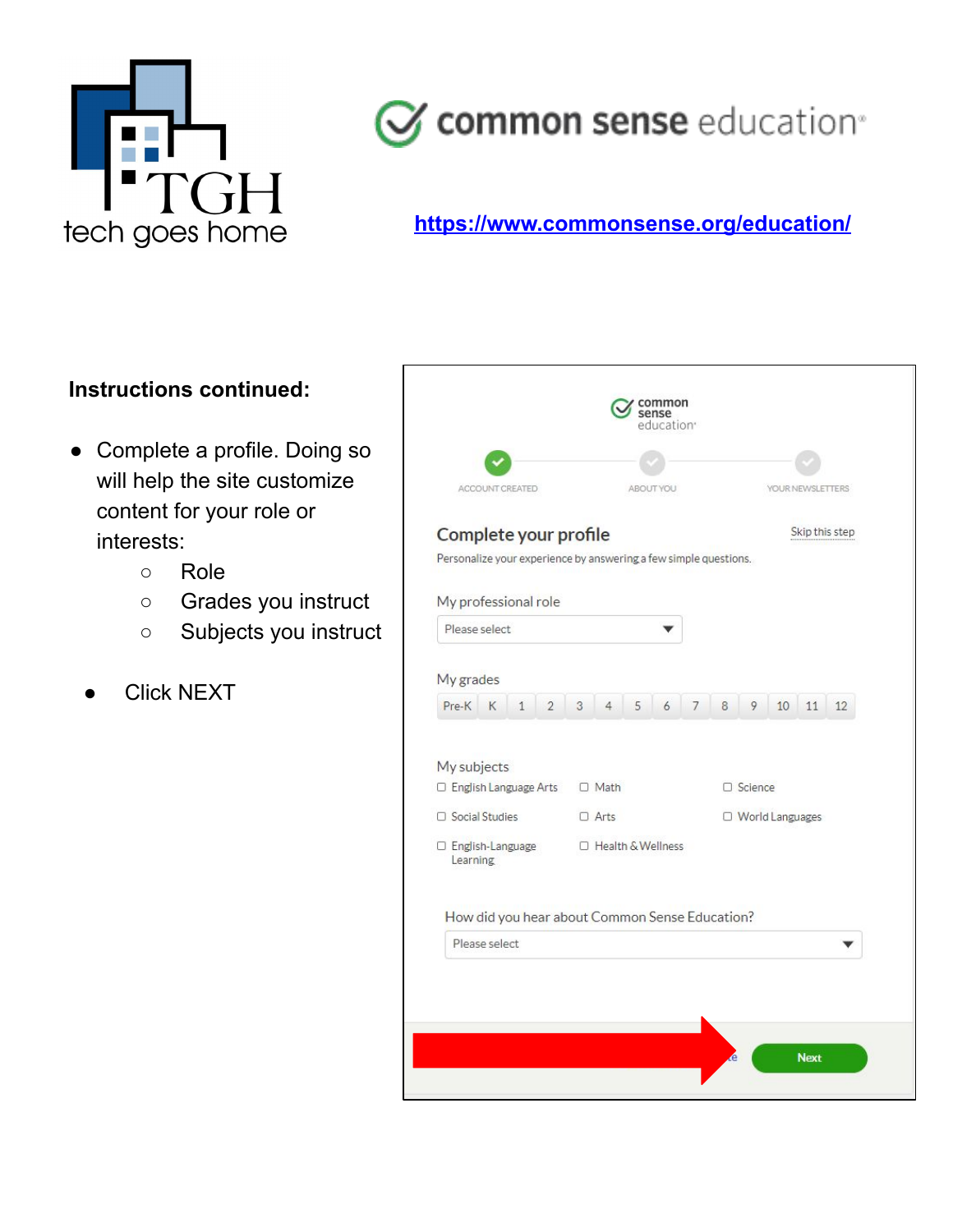https://www.commonsense.org/education/

**Instructions continued:**

- Complete a profile. Doing so will help the site customize content for your role or interests:
  - Role
  - Grades you instruct
  - Subjects you instruct
- Click NEXT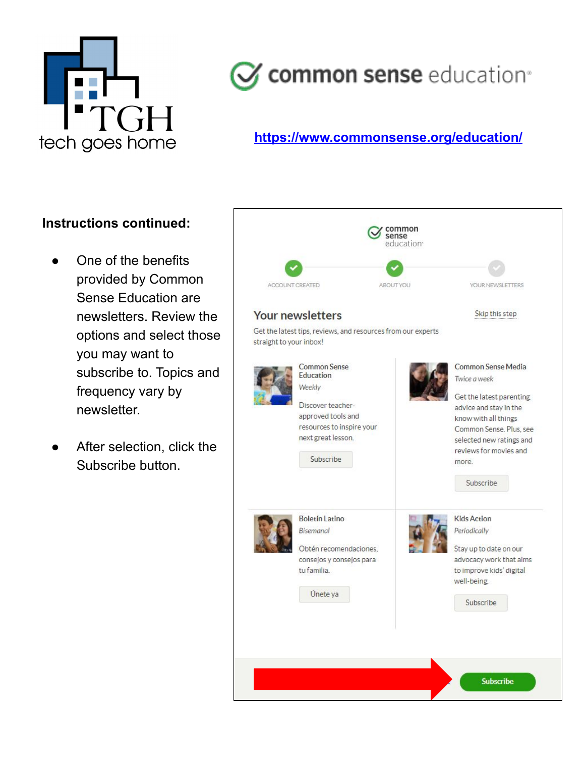tech goes home

common sense education

https://www.commonsense.org/education/

**Instructions continued:**

- One of the benefits provided by Common Sense Education are newsletters. Review the options and select those you may want to subscribe to. Topics and frequency vary by newsletter.
- After selection, click the Subscribe button.

common sense education

ACCOUNT CREATED — ABOUT YOU — YOUR NEWSLETTERS

## Your newsletters

Skip this step

Get the latest tips, reviews, and resources from our experts straight to your inbox!

**Common Sense Education**
*Weekly*
Discover teacher-approved tools and resources to inspire your next great lesson.
Subscribe

**Common Sense Media**
*Twice a week*
Get the latest parenting advice and stay in the know with all things Common Sense. Plus, see selected new ratings and reviews for movies and more.
Subscribe

**Boletín Latino**
*Bisemanal*
Obtén recomendaciones, consejos y consejos para tu familia.
Únete ya

**Kids Action**
*Periodically*
Stay up to date on our advocacy work that aims to improve kids' digital well-being.
Subscribe

Subscribe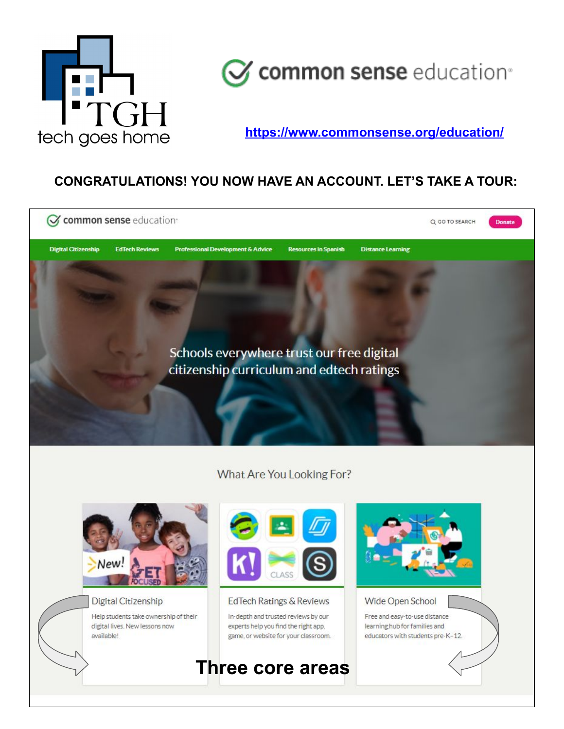tech goes home

common sense education

https://www.commonsense.org/education/

**CONGRATULATIONS! YOU NOW HAVE AN ACCOUNT. LET'S TAKE A TOUR:**

common sense education

GO TO SEARCH Donate

Digital Citizenship | EdTech Reviews | Professional Development & Advice | Resources in Spanish | Distance Learning

Schools everywhere trust our free digital citizenship curriculum and edtech ratings

What Are You Looking For?

**Digital Citizenship**

Help students take ownership of their digital lives. New lessons now available!

**EdTech Ratings & Reviews**

In-depth and trusted reviews by our experts help you find the right app, game, or website for your classroom.

**Wide Open School**

Free and easy-to-use distance learning hub for families and educators with students pre-K–12.

**Three core areas**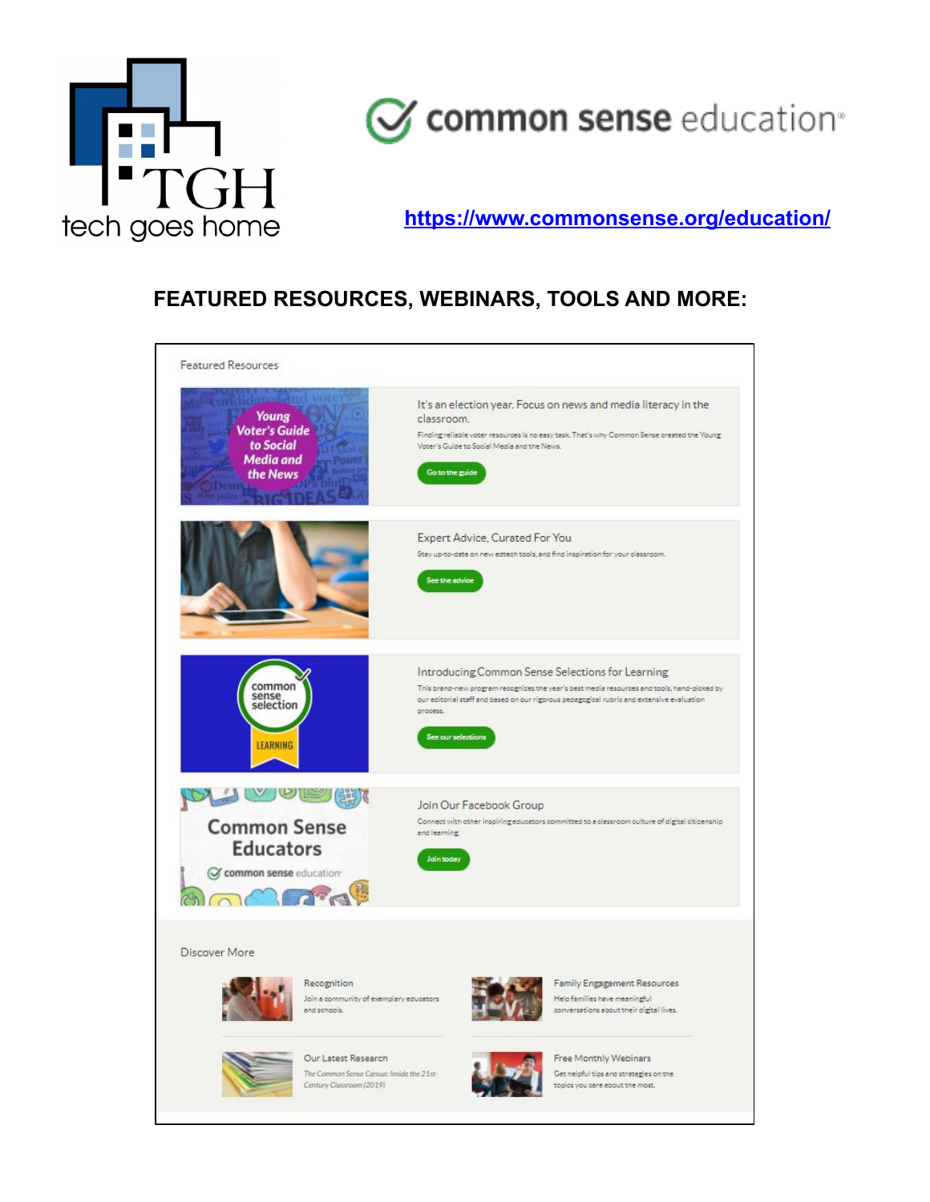tech goes home

common sense education

https://www.commonsense.org/education/

## FEATURED RESOURCES, WEBINARS, TOOLS AND MORE:

Featured Resources

It's an election year. Focus on news and media literacy in the classroom.

Finding reliable voter resources is no easy task. That's why Common Sense created the Young Voter's Guide to Social Media and the News.

Go to the guide

Expert Advice, Curated For You

Stay up-to-date on new edtech tools, and find inspiration for your classroom.

See the advice

Introducing Common Sense Selections for Learning

This brand-new program recognizes the year's best media resources and tools, hand-picked by our editorial staff and based on our rigorous pedagogical rubric and extensive evaluation process.

See our selections

Join Our Facebook Group

Connect with other inspiring educators committed to a classroom culture of digital citizenship and learning.

Join today

Discover More

Recognition

Join a community of exemplary educators and schools.

Family Engagement Resources

Help families have meaningful conversations about their digital lives.

Our Latest Research

*The Common Sense Census: Inside the 21st-Century Classroom (2019)*

Free Monthly Webinars

Get helpful tips and strategies on the topics you care about the most.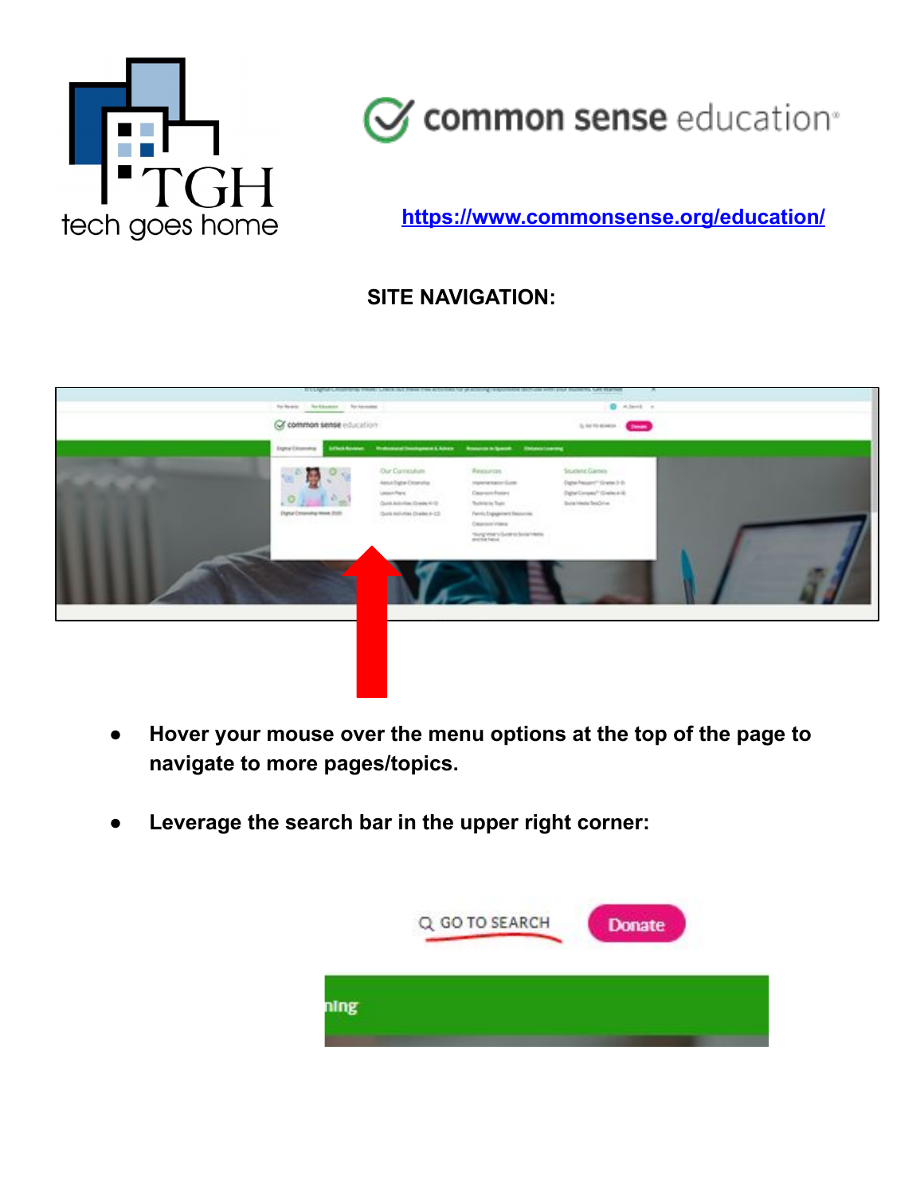https://www.commonsense.org/education/

**SITE NAVIGATION:**

- **Hover your mouse over the menu options at the top of the page to navigate to more pages/topics.**
- **Leverage the search bar in the upper right corner:**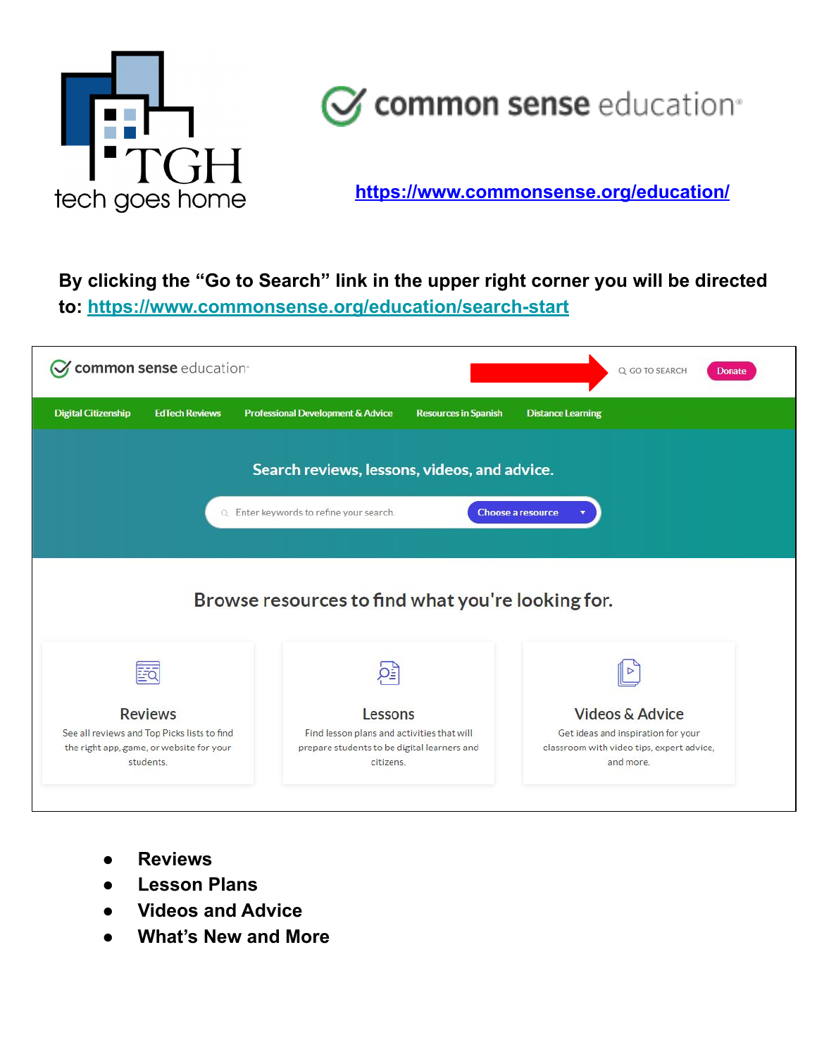TGH tech goes home

common sense education

https://www.commonsense.org/education/

**By clicking the "Go to Search" link in the upper right corner you will be directed to: https://www.commonsense.org/education/search-start**

common sense education

GO TO SEARCH | Donate

Digital Citizenship | EdTech Reviews | Professional Development & Advice | Resources in Spanish | Distance Learning

Search reviews, lessons, videos, and advice.

Enter keywords to refine your search | Choose a resource

Browse resources to find what you're looking for.

**Reviews**
See all reviews and Top Picks lists to find the right app, game, or website for your students.

**Lessons**
Find lesson plans and activities that will prepare students to be digital learners and citizens.

**Videos & Advice**
Get ideas and inspiration for your classroom with video tips, expert advice, and more.

- **Reviews**
- **Lesson Plans**
- **Videos and Advice**
- **What's New and More**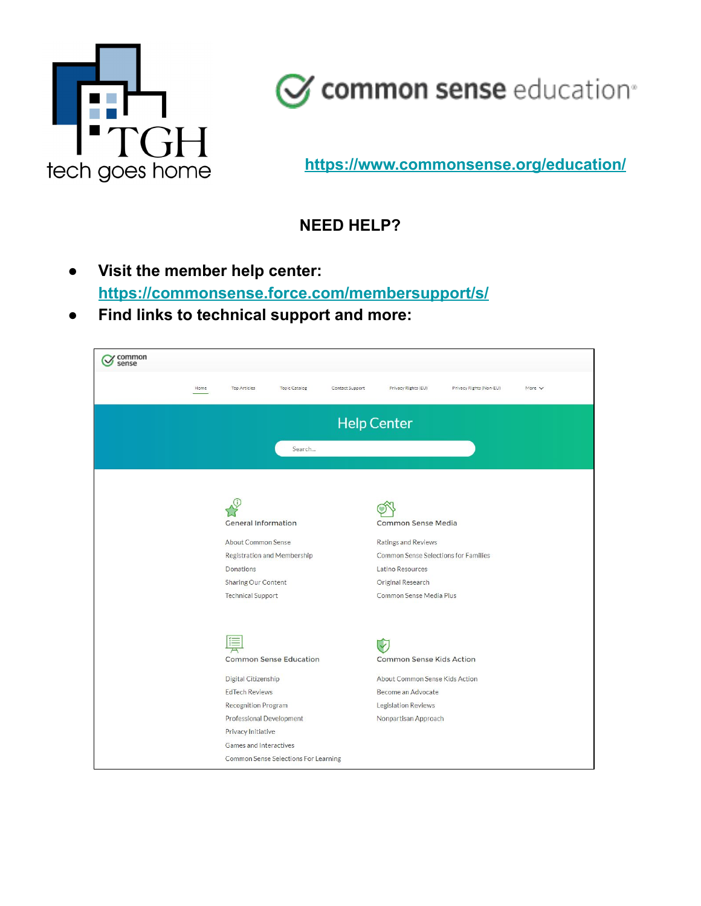tech goes home

https://www.commonsense.org/education/

## NEED HELP?

- **Visit the member help center:** **https://commonsense.force.com/membersupport/s/**
- **Find links to technical support and more:**

common sense

Home | Top Articles | Topic Catalog | Contact Support | Privacy Rights (EU) | Privacy Rights (Non-EU) | More

Help Center

Search...

General Information

- About Common Sense
- Registration and Membership
- Donations
- Sharing Our Content
- Technical Support

Common Sense Media

- Ratings and Reviews
- Common Sense Selections for Families
- Latino Resources
- Original Research
- Common Sense Media Plus

Common Sense Education

- Digital Citizenship
- EdTech Reviews
- Recognition Program
- Professional Development
- Privacy Initiative
- Games and Interactives
- Common Sense Selections For Learning

Common Sense Kids Action

- About Common Sense Kids Action
- Become an Advocate
- Legislation Reviews
- Nonpartisan Approach